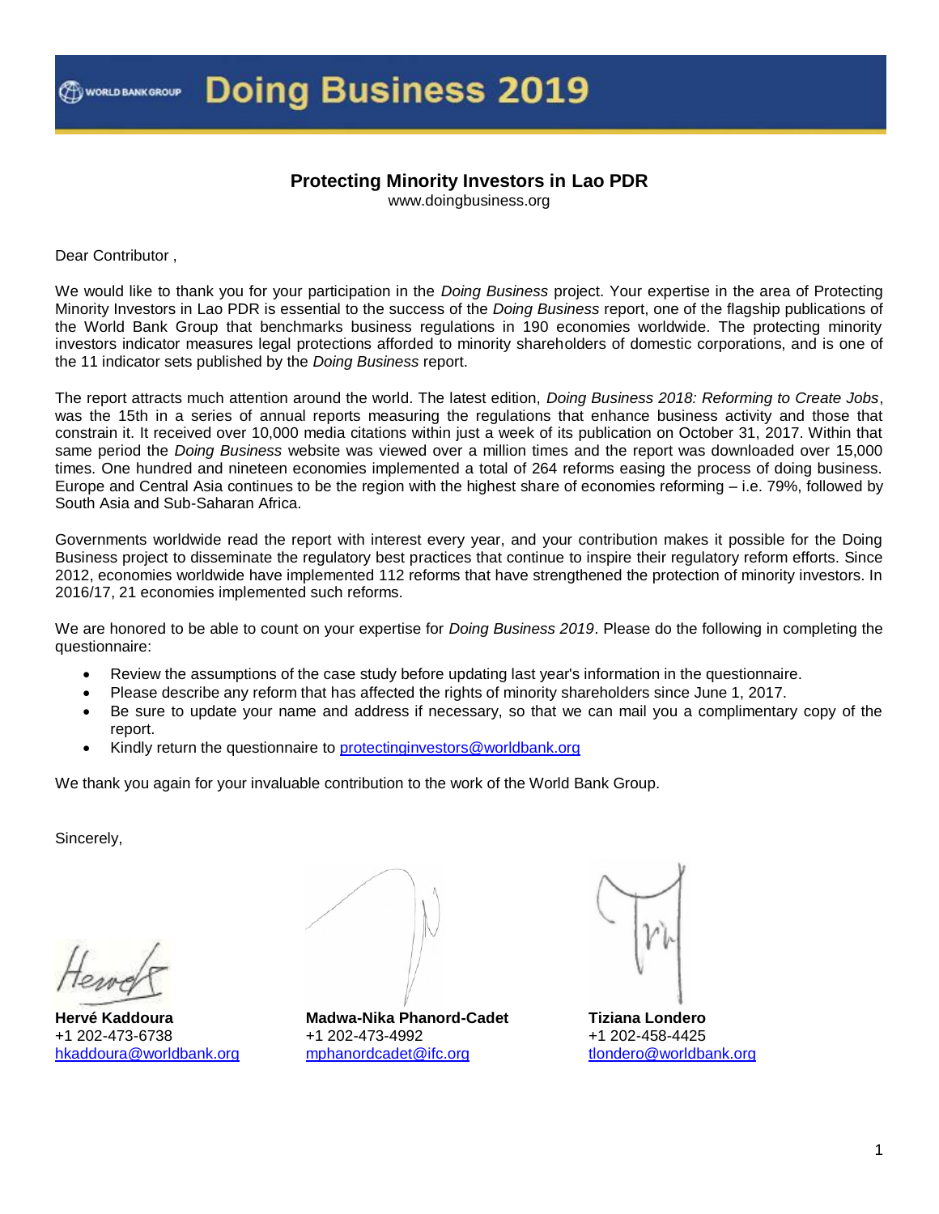WORLD BANK GROUP **Doing Business 2019**

## Protecting Minority Investors in Lao PDR

www.doingbusiness.org

Dear Contributor ,

We would like to thank you for your participation in the *Doing Business* project. Your expertise in the area of Protecting Minority Investors in Lao PDR is essential to the success of the *Doing Business* report, one of the flagship publications of the World Bank Group that benchmarks business regulations in 190 economies worldwide. The protecting minority investors indicator measures legal protections afforded to minority shareholders of domestic corporations, and is one of the 11 indicator sets published by the *Doing Business* report.

The report attracts much attention around the world. The latest edition, *Doing Business 2018: Reforming to Create Jobs*, was the 15th in a series of annual reports measuring the regulations that enhance business activity and those that constrain it. It received over 10,000 media citations within just a week of its publication on October 31, 2017. Within that same period the *Doing Business* website was viewed over a million times and the report was downloaded over 15,000 times. One hundred and nineteen economies implemented a total of 264 reforms easing the process of doing business. Europe and Central Asia continues to be the region with the highest share of economies reforming – i.e. 79%, followed by South Asia and Sub-Saharan Africa.

Governments worldwide read the report with interest every year, and your contribution makes it possible for the Doing Business project to disseminate the regulatory best practices that continue to inspire their regulatory reform efforts. Since 2012, economies worldwide have implemented 112 reforms that have strengthened the protection of minority investors. In 2016/17, 21 economies implemented such reforms.

We are honored to be able to count on your expertise for *Doing Business 2019*. Please do the following in completing the questionnaire:

- Review the assumptions of the case study before updating last year's information in the questionnaire.
- Please describe any reform that has affected the rights of minority shareholders since June 1, 2017.
- Be sure to update your name and address if necessary, so that we can mail you a complimentary copy of the report.
- Kindly return the questionnaire to protectinginvestors@worldbank.org

We thank you again for your invaluable contribution to the work of the World Bank Group.

Sincerely,

**Hervé Kaddoura**
+1 202-473-6738
hkaddoura@worldbank.org

**Madwa-Nika Phanord-Cadet**
+1 202-473-4992
mphanordcadet@ifc.org

**Tiziana Londero**
+1 202-458-4425
tlondero@worldbank.org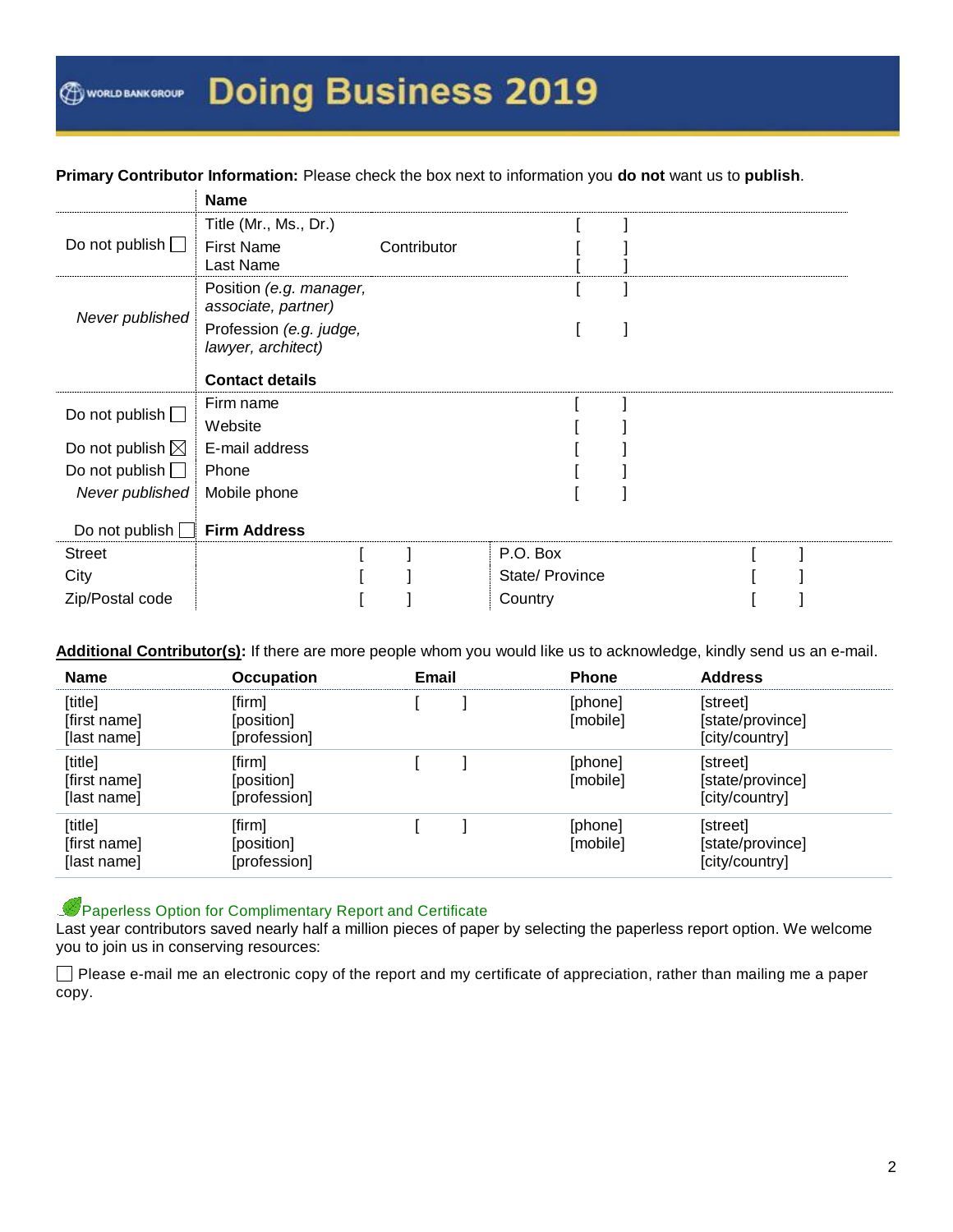# Doing Business 2019

**Primary Contributor Information:** Please check the box next to information you **do not** want us to **publish**.

| | **Name** | | |
|---|---|---|---|
| Do not publish ☐ | Title (Mr., Ms., Dr.) | | [ ] |
| | First Name | Contributor | [ ] |
| | Last Name | | [ ] |
| *Never published* | Position *(e.g. manager, associate, partner)* | | [ ] |
| | Profession *(e.g. judge, lawyer, architect)* | | [ ] |
| | **Contact details** | | |
| Do not publish ☐ | Firm name | | [ ] |
| | Website | | [ ] |
| Do not publish ☒ | E-mail address | | [ ] |
| Do not publish ☐ | Phone | | [ ] |
| *Never published* | Mobile phone | | [ ] |
| Do not publish ☐ | **Firm Address** | | |

| | | | |
|---|---|---|---|
| Street | [ ] | P.O. Box | [ ] |
| City | [ ] | State/ Province | [ ] |
| Zip/Postal code | [ ] | Country | [ ] |

**Additional Contributor(s):** If there are more people whom you would like us to acknowledge, kindly send us an e-mail.

| Name | Occupation | Email | Phone | Address |
|---|---|---|---|---|
| [title] [first name] [last name] | [firm] [position] [profession] | [ ] | [phone] [mobile] | [street] [state/province] [city/country] |
| [title] [first name] [last name] | [firm] [position] [profession] | [ ] | [phone] [mobile] | [street] [state/province] [city/country] |
| [title] [first name] [last name] | [firm] [position] [profession] | [ ] | [phone] [mobile] | [street] [state/province] [city/country] |

Paperless Option for Complimentary Report and Certificate

Last year contributors saved nearly half a million pieces of paper by selecting the paperless report option. We welcome you to join us in conserving resources:

☐ Please e-mail me an electronic copy of the report and my certificate of appreciation, rather than mailing me a paper copy.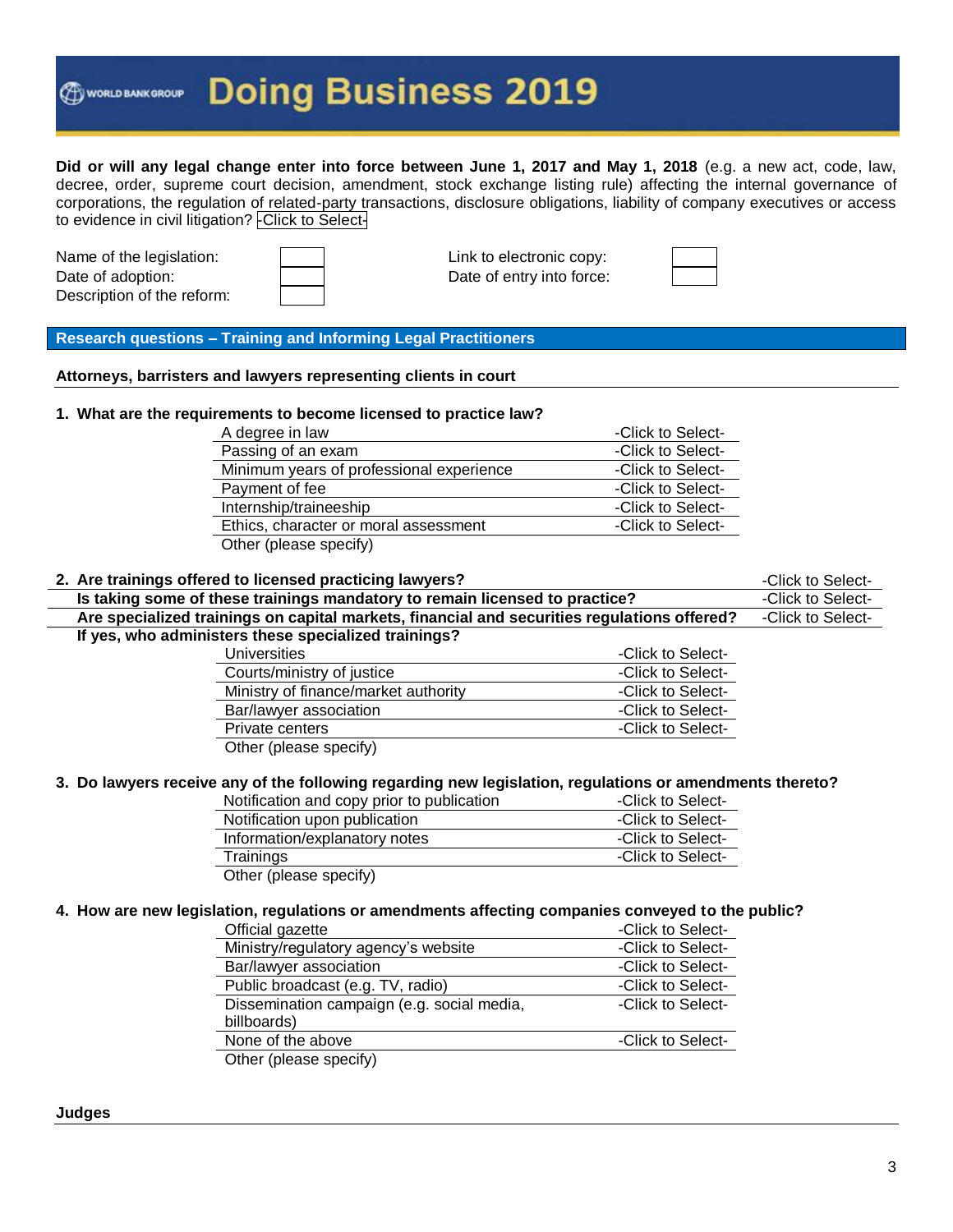# Doing Business 2019

**Did or will any legal change enter into force between June 1, 2017 and May 1, 2018** (e.g. a new act, code, law, decree, order, supreme court decision, amendment, stock exchange listing rule) affecting the internal governance of corporations, the regulation of related-party transactions, disclosure obligations, liability of company executives or access to evidence in civil litigation? -Click to Select-

| | | | |
|---|---|---|---|
| Name of the legislation: | | Link to electronic copy: | |
| Date of adoption: | | Date of entry into force: | |
| Description of the reform: | | | |

## Research questions – Training and Informing Legal Practitioners

### Attorneys, barristers and lawyers representing clients in court

**1. What are the requirements to become licensed to practice law?**

| | |
|---|---|
| A degree in law | -Click to Select- |
| Passing of an exam | -Click to Select- |
| Minimum years of professional experience | -Click to Select- |
| Payment of fee | -Click to Select- |
| Internship/traineeship | -Click to Select- |
| Ethics, character or moral assessment | -Click to Select- |
| Other (please specify) | |

| | |
|---|---|
| **2. Are trainings offered to licensed practicing lawyers?** | -Click to Select- |
| **Is taking some of these trainings mandatory to remain licensed to practice?** | -Click to Select- |
| **Are specialized trainings on capital markets, financial and securities regulations offered?** | -Click to Select- |

**If yes, who administers these specialized trainings?**

| | |
|---|---|
| Universities | -Click to Select- |
| Courts/ministry of justice | -Click to Select- |
| Ministry of finance/market authority | -Click to Select- |
| Bar/lawyer association | -Click to Select- |
| Private centers | -Click to Select- |
| Other (please specify) | |

**3. Do lawyers receive any of the following regarding new legislation, regulations or amendments thereto?**

| | |
|---|---|
| Notification and copy prior to publication | -Click to Select- |
| Notification upon publication | -Click to Select- |
| Information/explanatory notes | -Click to Select- |
| Trainings | -Click to Select- |
| Other (please specify) | |

**4. How are new legislation, regulations or amendments affecting companies conveyed to the public?**

| | |
|---|---|
| Official gazette | -Click to Select- |
| Ministry/regulatory agency's website | -Click to Select- |
| Bar/lawyer association | -Click to Select- |
| Public broadcast (e.g. TV, radio) | -Click to Select- |
| Dissemination campaign (e.g. social media, billboards) | -Click to Select- |
| None of the above | -Click to Select- |
| Other (please specify) | |

### Judges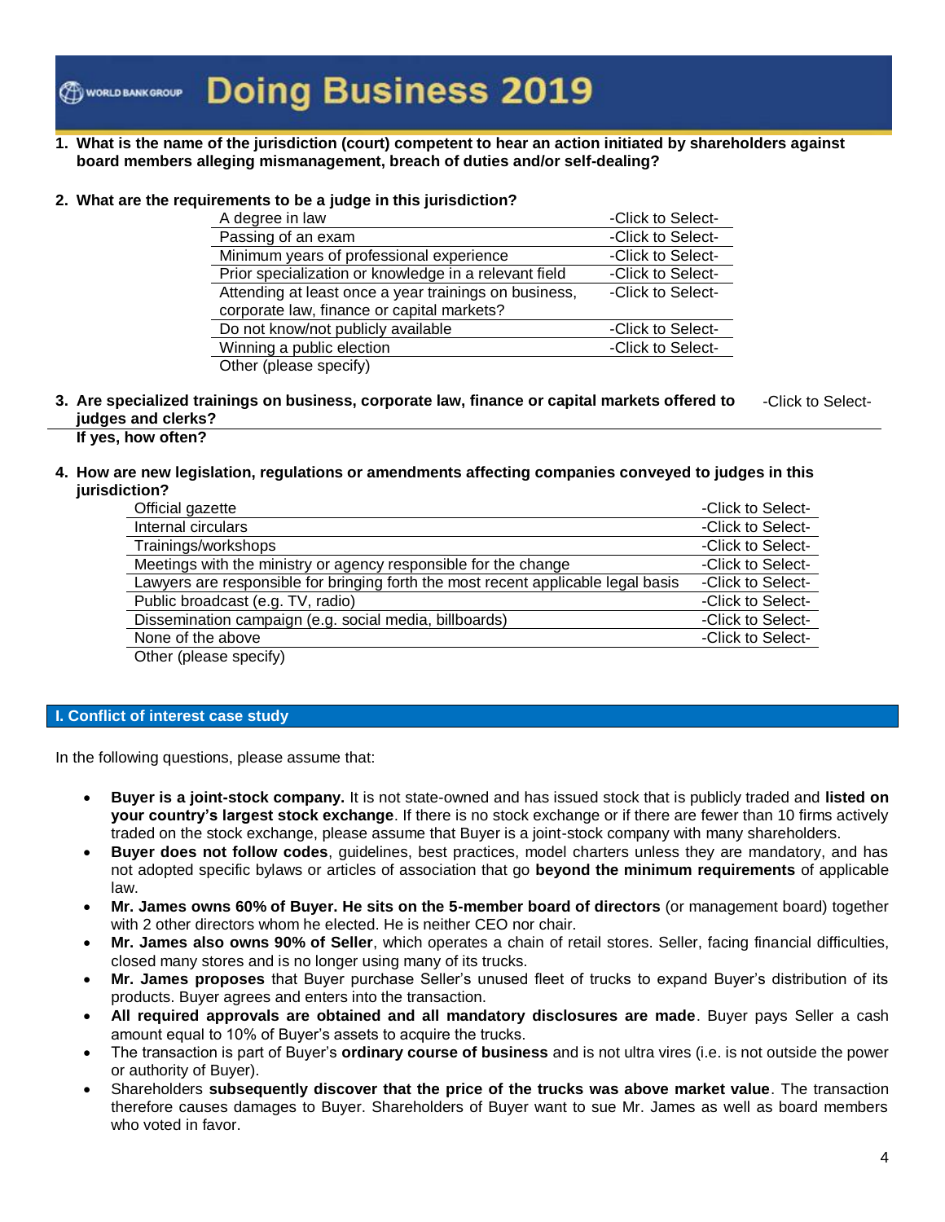# Doing Business 2019

1. **What is the name of the jurisdiction (court) competent to hear an action initiated by shareholders against board members alleging mismanagement, breach of duties and/or self-dealing?**

2. **What are the requirements to be a judge in this jurisdiction?**

| | |
|---|---|
| A degree in law | -Click to Select- |
| Passing of an exam | -Click to Select- |
| Minimum years of professional experience | -Click to Select- |
| Prior specialization or knowledge in a relevant field | -Click to Select- |
| Attending at least once a year trainings on business, corporate law, finance or capital markets? | -Click to Select- |
| Do not know/not publicly available | -Click to Select- |
| Winning a public election | -Click to Select- |
| Other (please specify) | |

3. **Are specialized trainings on business, corporate law, finance or capital markets offered to judges and clerks?** -Click to Select-
   **If yes, how often?**

4. **How are new legislation, regulations or amendments affecting companies conveyed to judges in this jurisdiction?**

| | |
|---|---|
| Official gazette | -Click to Select- |
| Internal circulars | -Click to Select- |
| Trainings/workshops | -Click to Select- |
| Meetings with the ministry or agency responsible for the change | -Click to Select- |
| Lawyers are responsible for bringing forth the most recent applicable legal basis | -Click to Select- |
| Public broadcast (e.g. TV, radio) | -Click to Select- |
| Dissemination campaign (e.g. social media, billboards) | -Click to Select- |
| None of the above | -Click to Select- |
| Other (please specify) | |

## I. Conflict of interest case study

In the following questions, please assume that:

- **Buyer is a joint-stock company.** It is not state-owned and has issued stock that is publicly traded and **listed on your country's largest stock exchange**. If there is no stock exchange or if there are fewer than 10 firms actively traded on the stock exchange, please assume that Buyer is a joint-stock company with many shareholders.
- **Buyer does not follow codes**, guidelines, best practices, model charters unless they are mandatory, and has not adopted specific bylaws or articles of association that go **beyond the minimum requirements** of applicable law.
- **Mr. James owns 60% of Buyer. He sits on the 5-member board of directors** (or management board) together with 2 other directors whom he elected. He is neither CEO nor chair.
- **Mr. James also owns 90% of Seller**, which operates a chain of retail stores. Seller, facing financial difficulties, closed many stores and is no longer using many of its trucks.
- **Mr. James proposes** that Buyer purchase Seller's unused fleet of trucks to expand Buyer's distribution of its products. Buyer agrees and enters into the transaction.
- **All required approvals are obtained and all mandatory disclosures are made**. Buyer pays Seller a cash amount equal to 10% of Buyer's assets to acquire the trucks.
- The transaction is part of Buyer's **ordinary course of business** and is not ultra vires (i.e. is not outside the power or authority of Buyer).
- Shareholders **subsequently discover that the price of the trucks was above market value**. The transaction therefore causes damages to Buyer. Shareholders of Buyer want to sue Mr. James as well as board members who voted in favor.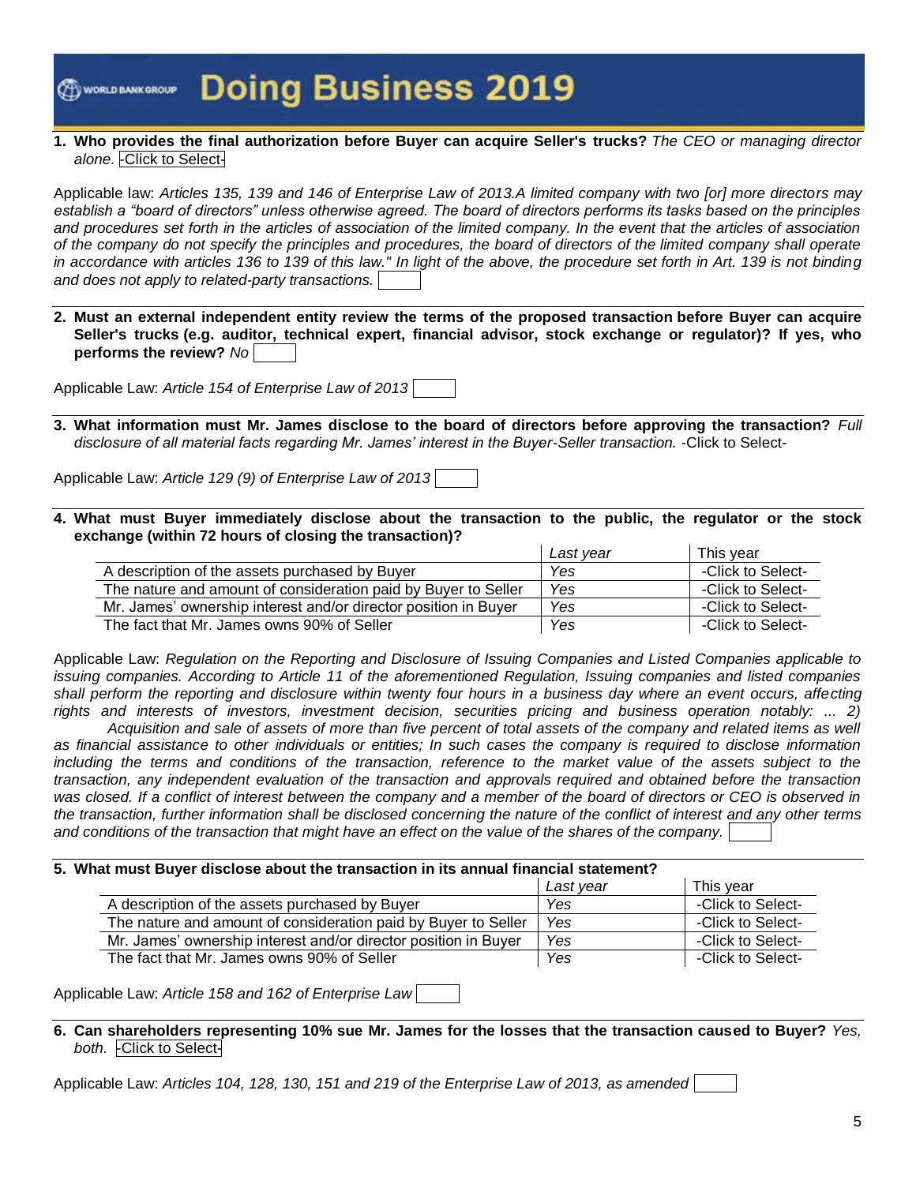# Doing Business 2019

**1. Who provides the final authorization before Buyer can acquire Seller's trucks?** *The CEO or managing director alone.* -Click to Select-

Applicable law: *Articles 135, 139 and 146 of Enterprise Law of 2013.A limited company with two [or] more directors may establish a "board of directors" unless otherwise agreed. The board of directors performs its tasks based on the principles and procedures set forth in the articles of association of the limited company. In the event that the articles of association of the company do not specify the principles and procedures, the board of directors of the limited company shall operate in accordance with articles 136 to 139 of this law." In light of the above, the procedure set forth in Art. 139 is not binding and does not apply to related-party transactions.*

**2. Must an external independent entity review the terms of the proposed transaction before Buyer can acquire Seller's trucks (e.g. auditor, technical expert, financial advisor, stock exchange or regulator)? If yes, who performs the review?** *No*

Applicable Law: *Article 154 of Enterprise Law of 2013*

**3. What information must Mr. James disclose to the board of directors before approving the transaction?** *Full disclosure of all material facts regarding Mr. James' interest in the Buyer-Seller transaction.* -Click to Select-

Applicable Law: *Article 129 (9) of Enterprise Law of 2013*

**4. What must Buyer immediately disclose about the transaction to the public, the regulator or the stock exchange (within 72 hours of closing the transaction)?**

| | *Last year* | This year |
|---|---|---|
| A description of the assets purchased by Buyer | *Yes* | -Click to Select- |
| The nature and amount of consideration paid by Buyer to Seller | *Yes* | -Click to Select- |
| Mr. James' ownership interest and/or director position in Buyer | *Yes* | -Click to Select- |
| The fact that Mr. James owns 90% of Seller | *Yes* | -Click to Select- |

Applicable Law: *Regulation on the Reporting and Disclosure of Issuing Companies and Listed Companies applicable to issuing companies. According to Article 11 of the aforementioned Regulation, Issuing companies and listed companies shall perform the reporting and disclosure within twenty four hours in a business day where an event occurs, affecting rights and interests of investors, investment decision, securities pricing and business operation notably: ... 2) Acquisition and sale of assets of more than five percent of total assets of the company and related items as well as financial assistance to other individuals or entities; In such cases the company is required to disclose information including the terms and conditions of the transaction, reference to the market value of the assets subject to the transaction, any independent evaluation of the transaction and approvals required and obtained before the transaction was closed. If a conflict of interest between the company and a member of the board of directors or CEO is observed in the transaction, further information shall be disclosed concerning the nature of the conflict of interest and any other terms and conditions of the transaction that might have an effect on the value of the shares of the company.*

**5. What must Buyer disclose about the transaction in its annual financial statement?**

| | *Last year* | This year |
|---|---|---|
| A description of the assets purchased by Buyer | *Yes* | -Click to Select- |
| The nature and amount of consideration paid by Buyer to Seller | *Yes* | -Click to Select- |
| Mr. James' ownership interest and/or director position in Buyer | *Yes* | -Click to Select- |
| The fact that Mr. James owns 90% of Seller | *Yes* | -Click to Select- |

Applicable Law: *Article 158 and 162 of Enterprise Law*

**6. Can shareholders representing 10% sue Mr. James for the losses that the transaction caused to Buyer?** *Yes, both.* -Click to Select-

Applicable Law: *Articles 104, 128, 130, 151 and 219 of the Enterprise Law of 2013, as amended*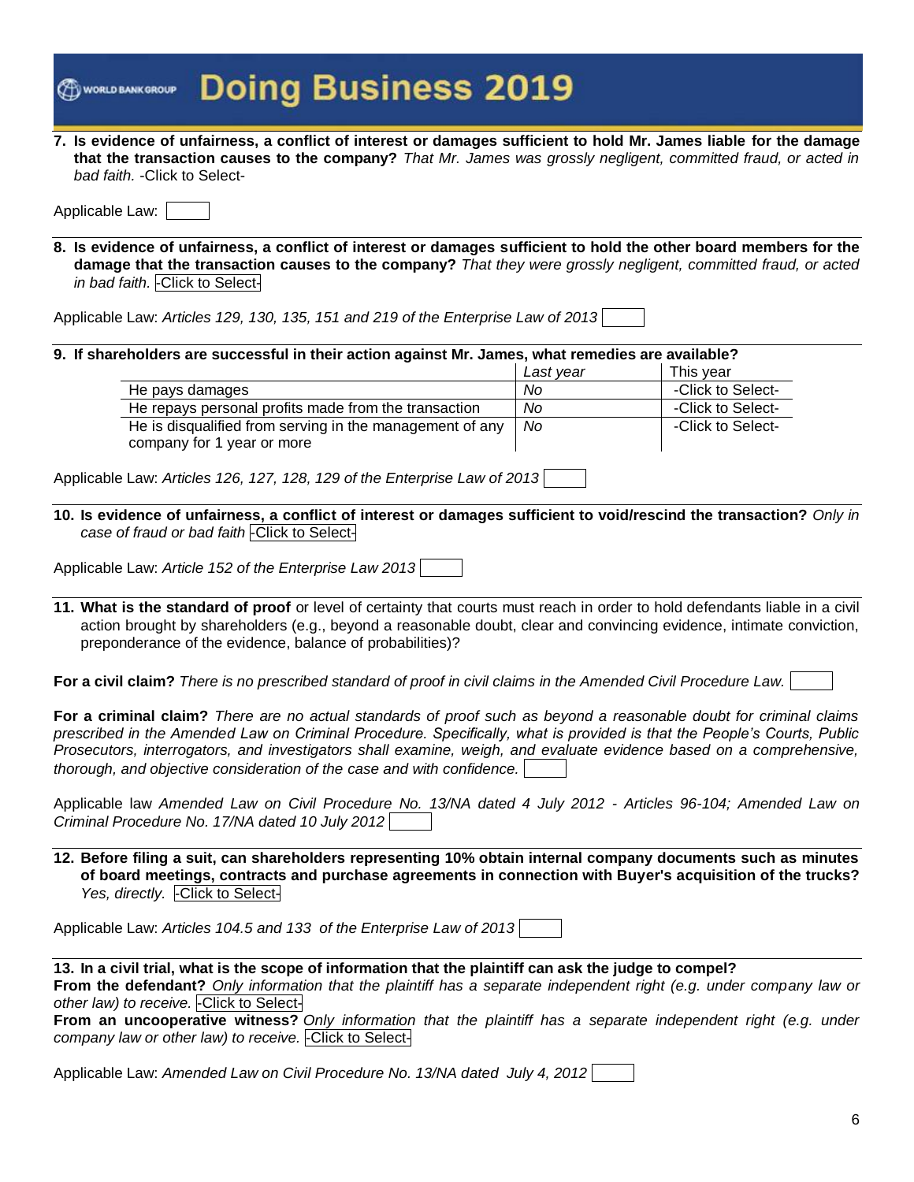**7. Is evidence of unfairness, a conflict of interest or damages sufficient to hold Mr. James liable for the damage that the transaction causes to the company?** *That Mr. James was grossly negligent, committed fraud, or acted in bad faith.* -Click to Select-

Applicable Law:

**8. Is evidence of unfairness, a conflict of interest or damages sufficient to hold the other board members for the damage that the transaction causes to the company?** *That they were grossly negligent, committed fraud, or acted in bad faith.* -Click to Select-

Applicable Law: *Articles 129, 130, 135, 151 and 219 of the Enterprise Law of 2013*

**9. If shareholders are successful in their action against Mr. James, what remedies are available?**

| | Last year | This year |
|---|---|---|
| He pays damages | No | -Click to Select- |
| He repays personal profits made from the transaction | No | -Click to Select- |
| He is disqualified from serving in the management of any company for 1 year or more | No | -Click to Select- |

Applicable Law: *Articles 126, 127, 128, 129 of the Enterprise Law of 2013*

**10. Is evidence of unfairness, a conflict of interest or damages sufficient to void/rescind the transaction?** *Only in case of fraud or bad faith* -Click to Select-

Applicable Law: *Article 152 of the Enterprise Law 2013*

**11. What is the standard of proof** or level of certainty that courts must reach in order to hold defendants liable in a civil action brought by shareholders (e.g., beyond a reasonable doubt, clear and convincing evidence, intimate conviction, preponderance of the evidence, balance of probabilities)?

**For a civil claim?** *There is no prescribed standard of proof in civil claims in the Amended Civil Procedure Law.*

**For a criminal claim?** *There are no actual standards of proof such as beyond a reasonable doubt for criminal claims prescribed in the Amended Law on Criminal Procedure. Specifically, what is provided is that the People's Courts, Public Prosecutors, interrogators, and investigators shall examine, weigh, and evaluate evidence based on a comprehensive, thorough, and objective consideration of the case and with confidence.*

Applicable law *Amended Law on Civil Procedure No. 13/NA dated 4 July 2012 - Articles 96-104; Amended Law on Criminal Procedure No. 17/NA dated 10 July 2012*

**12. Before filing a suit, can shareholders representing 10% obtain internal company documents such as minutes of board meetings, contracts and purchase agreements in connection with Buyer's acquisition of the trucks?** *Yes, directly.* -Click to Select-

Applicable Law: *Articles 104.5 and 133 of the Enterprise Law of 2013*

**13. In a civil trial, what is the scope of information that the plaintiff can ask the judge to compel?**

**From the defendant?** *Only information that the plaintiff has a separate independent right (e.g. under company law or other law) to receive.* -Click to Select-

**From an uncooperative witness?** *Only information that the plaintiff has a separate independent right (e.g. under company law or other law) to receive.* -Click to Select-

Applicable Law: *Amended Law on Civil Procedure No. 13/NA dated July 4, 2012*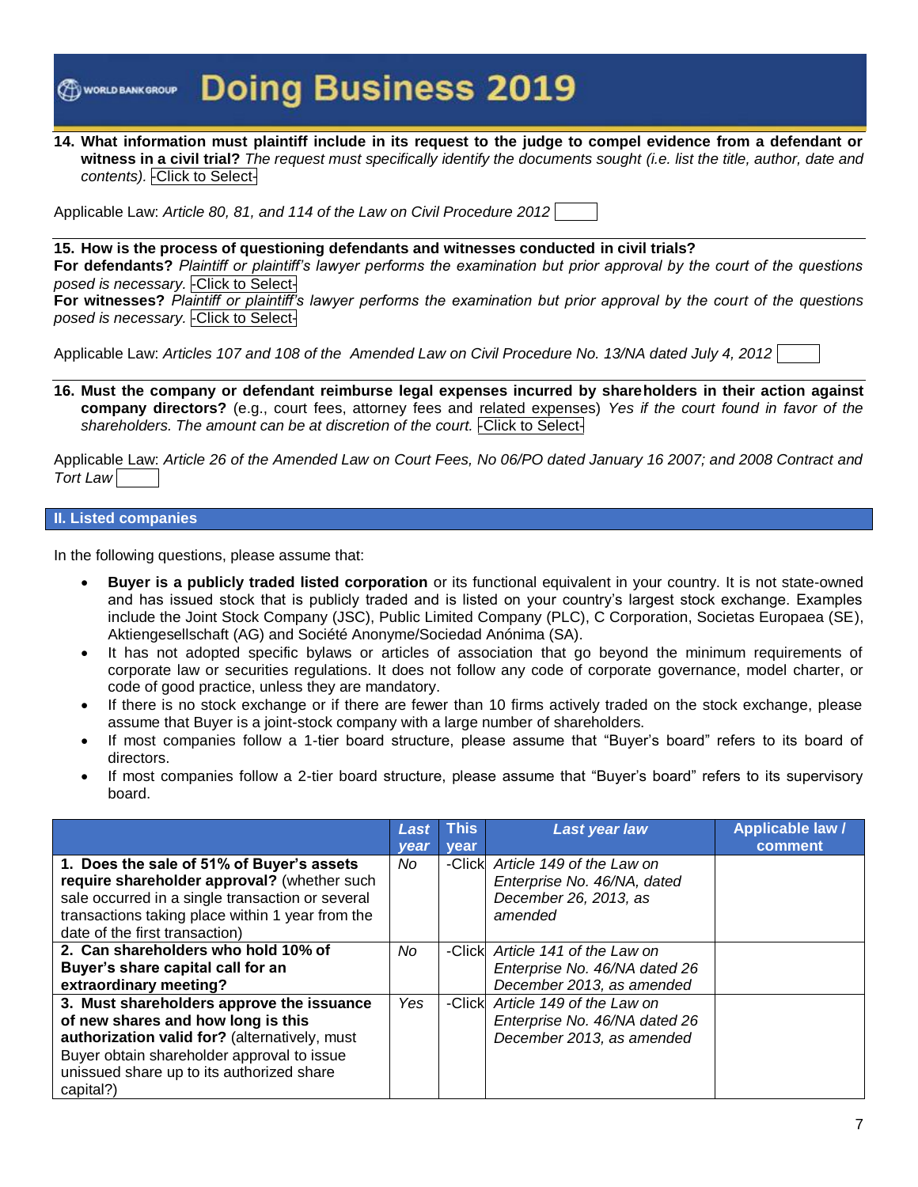**14. What information must plaintiff include in its request to the judge to compel evidence from a defendant or witness in a civil trial?** *The request must specifically identify the documents sought (i.e. list the title, author, date and contents).* -Click to Select-

Applicable Law: *Article 80, 81, and 114 of the Law on Civil Procedure 2012*

**15. How is the process of questioning defendants and witnesses conducted in civil trials?**
**For defendants?** *Plaintiff or plaintiff's lawyer performs the examination but prior approval by the court of the questions posed is necessary.* -Click to Select-
**For witnesses?** *Plaintiff or plaintiff's lawyer performs the examination but prior approval by the court of the questions posed is necessary.* -Click to Select-

Applicable Law: *Articles 107 and 108 of the Amended Law on Civil Procedure No. 13/NA dated July 4, 2012*

**16. Must the company or defendant reimburse legal expenses incurred by shareholders in their action against company directors?** (e.g., court fees, attorney fees and related expenses) *Yes if the court found in favor of the shareholders. The amount can be at discretion of the court.* -Click to Select-

Applicable Law: *Article 26 of the Amended Law on Court Fees, No 06/PO dated January 16 2007; and 2008 Contract and Tort Law*

## II. Listed companies

In the following questions, please assume that:

- **Buyer is a publicly traded listed corporation** or its functional equivalent in your country. It is not state-owned and has issued stock that is publicly traded and is listed on your country's largest stock exchange. Examples include the Joint Stock Company (JSC), Public Limited Company (PLC), C Corporation, Societas Europaea (SE), Aktiengesellschaft (AG) and Société Anonyme/Sociedad Anónima (SA).
- It has not adopted specific bylaws or articles of association that go beyond the minimum requirements of corporate law or securities regulations. It does not follow any code of corporate governance, model charter, or code of good practice, unless they are mandatory.
- If there is no stock exchange or if there are fewer than 10 firms actively traded on the stock exchange, please assume that Buyer is a joint-stock company with a large number of shareholders.
- If most companies follow a 1-tier board structure, please assume that "Buyer's board" refers to its board of directors.
- If most companies follow a 2-tier board structure, please assume that "Buyer's board" refers to its supervisory board.

| | *Last year* | This year | *Last year law* | Applicable law / comment |
|---|---|---|---|---|
| **1. Does the sale of 51% of Buyer's assets require shareholder approval?** (whether such sale occurred in a single transaction or several transactions taking place within 1 year from the date of the first transaction) | *No* | -Click | *Article 149 of the Law on Enterprise No. 46/NA, dated December 26, 2013, as amended* | |
| **2. Can shareholders who hold 10% of Buyer's share capital call for an extraordinary meeting?** | *No* | -Click | *Article 141 of the Law on Enterprise No. 46/NA dated 26 December 2013, as amended* | |
| **3. Must shareholders approve the issuance of new shares and how long is this authorization valid for?** (alternatively, must Buyer obtain shareholder approval to issue unissued share up to its authorized share capital?) | *Yes* | -Click | *Article 149 of the Law on Enterprise No. 46/NA dated 26 December 2013, as amended* | |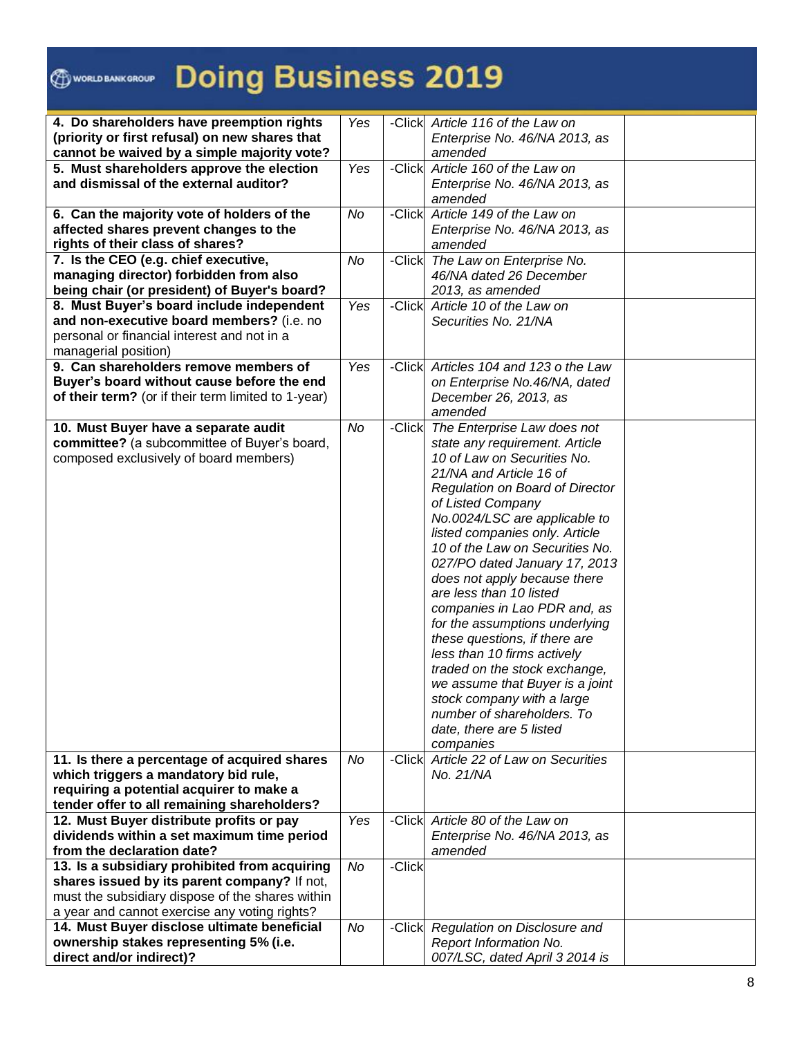| | | | | |
|---|---|---|---|---|
| **4. Do shareholders have preemption rights (priority or first refusal) on new shares that cannot be waived by a simple majority vote?** | *Yes* | -Click | *Article 116 of the Law on Enterprise No. 46/NA 2013, as amended* | |
| **5. Must shareholders approve the election and dismissal of the external auditor?** | *Yes* | -Click | *Article 160 of the Law on Enterprise No. 46/NA 2013, as amended* | |
| **6. Can the majority vote of holders of the affected shares prevent changes to the rights of their class of shares?** | *No* | -Click | *Article 149 of the Law on Enterprise No. 46/NA 2013, as amended* | |
| **7. Is the CEO (e.g. chief executive, managing director) forbidden from also being chair (or president) of Buyer's board?** | *No* | -Click | *The Law on Enterprise No. 46/NA dated 26 December 2013, as amended* | |
| **8. Must Buyer's board include independent and non-executive board members?** (i.e. no personal or financial interest and not in a managerial position) | *Yes* | -Click | *Article 10 of the Law on Securities No. 21/NA* | |
| **9. Can shareholders remove members of Buyer's board without cause before the end of their term?** (or if their term limited to 1-year) | *Yes* | -Click | *Articles 104 and 123 o the Law on Enterprise No.46/NA, dated December 26, 2013, as amended* | |
| **10. Must Buyer have a separate audit committee?** (a subcommittee of Buyer's board, composed exclusively of board members) | *No* | -Click | *The Enterprise Law does not state any requirement. Article 10 of Law on Securities No. 21/NA and Article 16 of Regulation on Board of Director of Listed Company No.0024/LSC are applicable to listed companies only. Article 10 of the Law on Securities No. 027/PO dated January 17, 2013 does not apply because there are less than 10 listed companies in Lao PDR and, as for the assumptions underlying these questions, if there are less than 10 firms actively traded on the stock exchange, we assume that Buyer is a joint stock company with a large number of shareholders. To date, there are 5 listed companies* | |
| **11. Is there a percentage of acquired shares which triggers a mandatory bid rule, requiring a potential acquirer to make a tender offer to all remaining shareholders?** | *No* | -Click | *Article 22 of Law on Securities No. 21/NA* | |
| **12. Must Buyer distribute profits or pay dividends within a set maximum time period from the declaration date?** | *Yes* | -Click | *Article 80 of the Law on Enterprise No. 46/NA 2013, as amended* | |
| **13. Is a subsidiary prohibited from acquiring shares issued by its parent company?** If not, must the subsidiary dispose of the shares within a year and cannot exercise any voting rights? | *No* | -Click | | |
| **14. Must Buyer disclose ultimate beneficial ownership stakes representing 5% (i.e. direct and/or indirect)?** | *No* | -Click | *Regulation on Disclosure and Report Information No. 007/LSC, dated April 3 2014 is* | |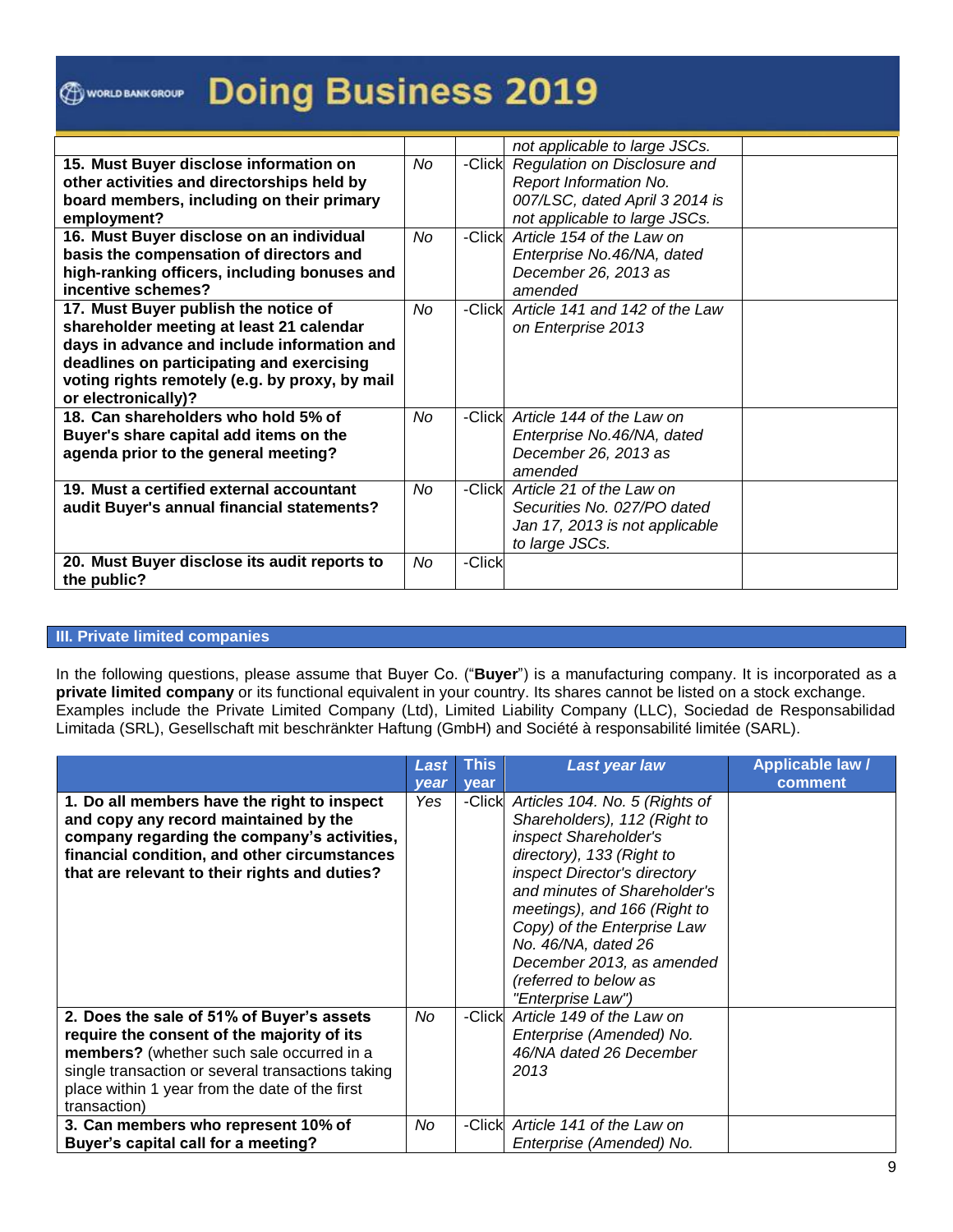| | | | | |
|---|---|---|---|---|
| | | | *not applicable to large JSCs.* | |
| **15. Must Buyer disclose information on other activities and directorships held by board members, including on their primary employment?** | *No* | -Click | *Regulation on Disclosure and Report Information No. 007/LSC, dated April 3 2014 is not applicable to large JSCs.* | |
| **16. Must Buyer disclose on an individual basis the compensation of directors and high-ranking officers, including bonuses and incentive schemes?** | *No* | -Click | *Article 154 of the Law on Enterprise No.46/NA, dated December 26, 2013 as amended* | |
| **17. Must Buyer publish the notice of shareholder meeting at least 21 calendar days in advance and include information and deadlines on participating and exercising voting rights remotely (e.g. by proxy, by mail or electronically)?** | *No* | -Click | *Article 141 and 142 of the Law on Enterprise 2013* | |
| **18. Can shareholders who hold 5% of Buyer's share capital add items on the agenda prior to the general meeting?** | *No* | -Click | *Article 144 of the Law on Enterprise No.46/NA, dated December 26, 2013 as amended* | |
| **19. Must a certified external accountant audit Buyer's annual financial statements?** | *No* | -Click | *Article 21 of the Law on Securities No. 027/PO dated Jan 17, 2013 is not applicable to large JSCs.* | |
| **20. Must Buyer disclose its audit reports to the public?** | *No* | -Click | | |

## III. Private limited companies

In the following questions, please assume that Buyer Co. ("**Buyer**") is a manufacturing company. It is incorporated as a **private limited company** or its functional equivalent in your country. Its shares cannot be listed on a stock exchange. Examples include the Private Limited Company (Ltd), Limited Liability Company (LLC), Sociedad de Responsabilidad Limitada (SRL), Gesellschaft mit beschränkter Haftung (GmbH) and Société à responsabilité limitée (SARL).

| | *Last year* | This year | *Last year law* | Applicable law / comment |
|---|---|---|---|---|
| **1. Do all members have the right to inspect and copy any record maintained by the company regarding the company's activities, financial condition, and other circumstances that are relevant to their rights and duties?** | *Yes* | -Click | *Articles 104. No. 5 (Rights of Shareholders), 112 (Right to inspect Shareholder's directory), 133 (Right to inspect Director's directory and minutes of Shareholder's meetings), and 166 (Right to Copy) of the Enterprise Law No. 46/NA, dated 26 December 2013, as amended (referred to below as "Enterprise Law")* | |
| **2. Does the sale of 51% of Buyer's assets require the consent of the majority of its members?** (whether such sale occurred in a single transaction or several transactions taking place within 1 year from the date of the first transaction) | *No* | -Click | *Article 149 of the Law on Enterprise (Amended) No. 46/NA dated 26 December 2013* | |
| **3. Can members who represent 10% of Buyer's capital call for a meeting?** | *No* | -Click | *Article 141 of the Law on Enterprise (Amended) No.* | |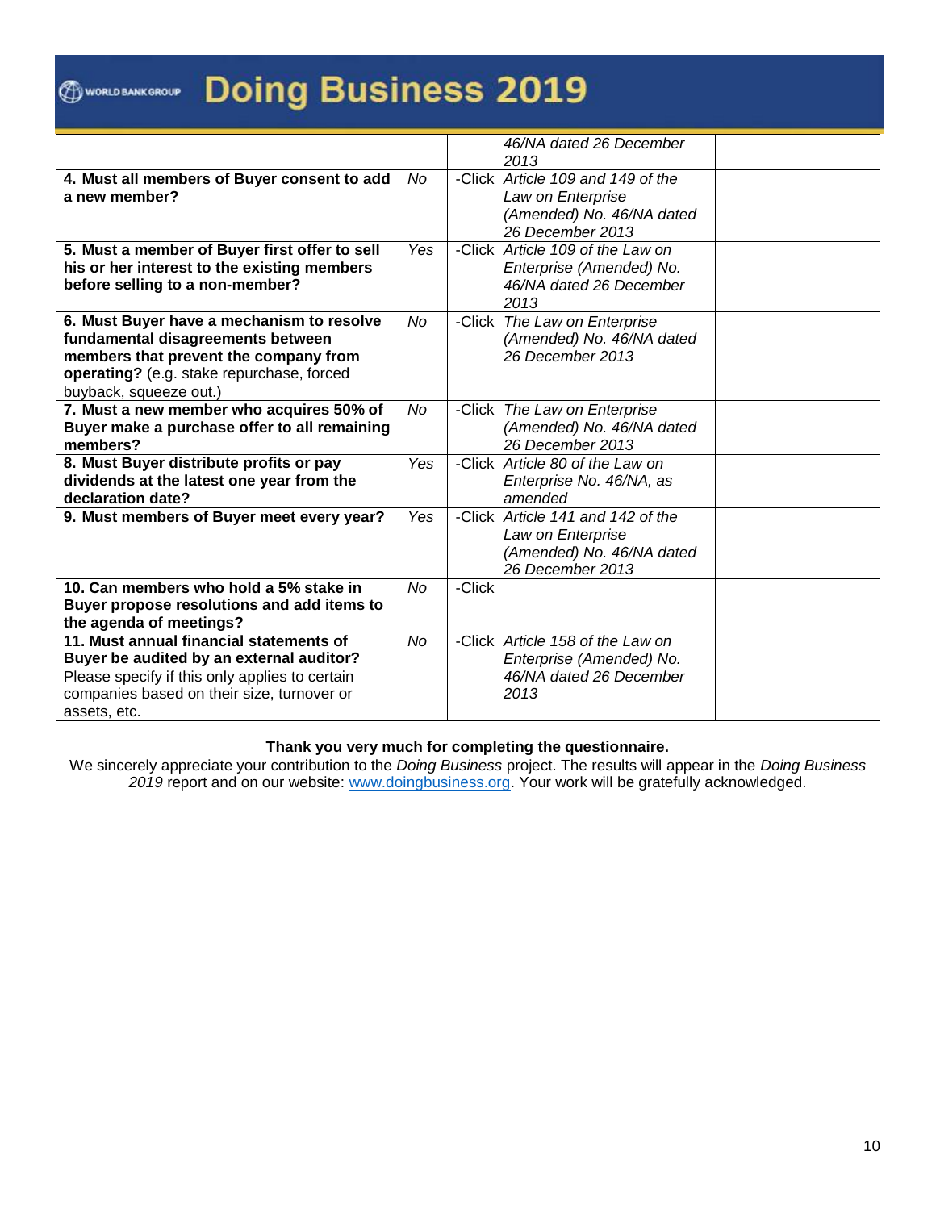| | | | | |
|---|---|---|---|---|
| | | | *46/NA dated 26 December 2013* | |
| **4. Must all members of Buyer consent to add a new member?** | *No* | -Click | *Article 109 and 149 of the Law on Enterprise (Amended) No. 46/NA dated 26 December 2013* | |
| **5. Must a member of Buyer first offer to sell his or her interest to the existing members before selling to a non-member?** | *Yes* | -Click | *Article 109 of the Law on Enterprise (Amended) No. 46/NA dated 26 December 2013* | |
| **6. Must Buyer have a mechanism to resolve fundamental disagreements between members that prevent the company from operating?** (e.g. stake repurchase, forced buyback, squeeze out.) | *No* | -Click | *The Law on Enterprise (Amended) No. 46/NA dated 26 December 2013* | |
| **7. Must a new member who acquires 50% of Buyer make a purchase offer to all remaining members?** | *No* | -Click | *The Law on Enterprise (Amended) No. 46/NA dated 26 December 2013* | |
| **8. Must Buyer distribute profits or pay dividends at the latest one year from the declaration date?** | *Yes* | -Click | *Article 80 of the Law on Enterprise No. 46/NA, as amended* | |
| **9. Must members of Buyer meet every year?** | *Yes* | -Click | *Article 141 and 142 of the Law on Enterprise (Amended) No. 46/NA dated 26 December 2013* | |
| **10. Can members who hold a 5% stake in Buyer propose resolutions and add items to the agenda of meetings?** | *No* | -Click | | |
| **11. Must annual financial statements of Buyer be audited by an external auditor?** Please specify if this only applies to certain companies based on their size, turnover or assets, etc. | *No* | -Click | *Article 158 of the Law on Enterprise (Amended) No. 46/NA dated 26 December 2013* | |

**Thank you very much for completing the questionnaire.**

We sincerely appreciate your contribution to the *Doing Business* project. The results will appear in the *Doing Business 2019* report and on our website: www.doingbusiness.org. Your work will be gratefully acknowledged.